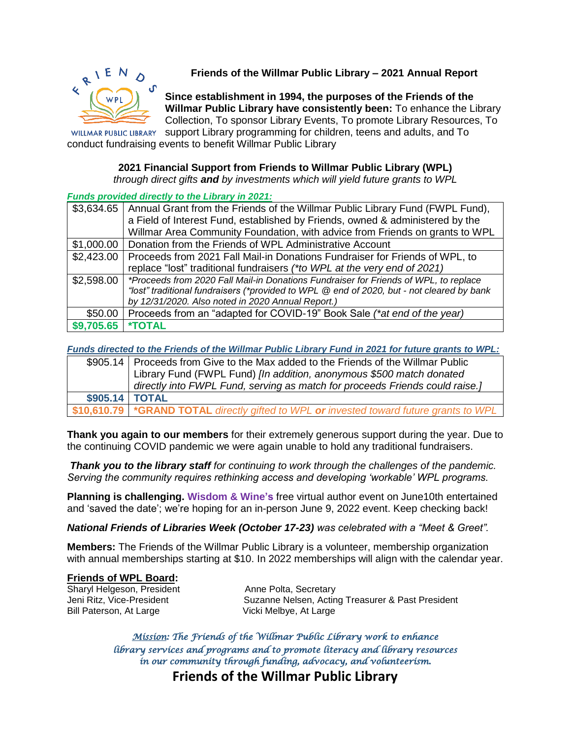# Friends of the Willmar Public Library – 2021 Annual Report

**Since establishment in 1994, the purposes of the Friends of the Willmar Public Library have consistently been:** To enhance the Library Collection, To sponsor Library Events, To promote Library Resources, To support Library programming for children, teens and adults, and To conduct fundraising events to benefit Willmar Public Library

## 2021 Financial Support from Friends to Willmar Public Library (WPL)

*through direct gifts **and** by investments which will yield future grants to WPL*

***Funds provided directly to the Library in 2021:***

| | |
|---|---|
| $3,634.65 | Annual Grant from the Friends of the Willmar Public Library Fund (FWPL Fund), a Field of Interest Fund, established by Friends, owned & administered by the Willmar Area Community Foundation, with advice from Friends on grants to WPL |
| $1,000.00 | Donation from the Friends of WPL Administrative Account |
| $2,423.00 | Proceeds from 2021 Fall Mail-in Donations Fundraiser for Friends of WPL, to replace "lost" traditional fundraisers *(*to WPL at the very end of 2021)* |
| $2,598.00 | *\*Proceeds from 2020 Fall Mail-in Donations Fundraiser for Friends of WPL, to replace "lost" traditional fundraisers (*provided to WPL @ end of 2020, but - not cleared by bank by 12/31/2020. Also noted in 2020 Annual Report.)* |
| $50.00 | Proceeds from an "adapted for COVID-19" Book Sale *(*at end of the year)* |
| **$9,705.65** | ***TOTAL** |

***Funds directed to the Friends of the Willmar Public Library Fund in 2021 for future grants to WPL:***

| | |
|---|---|
| $905.14 | Proceeds from Give to the Max added to the Friends of the Willmar Public Library Fund (FWPL Fund) *[In addition, anonymous $500 match donated directly into FWPL Fund, serving as match for proceeds Friends could raise.]* |
| **$905.14** | **TOTAL** |
| **$10,610.79** | ***GRAND TOTAL** *directly gifted to WPL **or** invested toward future grants to WPL* |

**Thank you again to our members** for their extremely generous support during the year. Due to the continuing COVID pandemic we were again unable to hold any traditional fundraisers.

***Thank you to the library staff** for continuing to work through the challenges of the pandemic. Serving the community requires rethinking access and developing 'workable' WPL programs.*

**Planning is challenging. Wisdom & Wine's** free virtual author event on June10th entertained and 'saved the date'; we're hoping for an in-person June 9, 2022 event. Keep checking back!

***National Friends of Libraries Week (October 17-23)** was celebrated with a "Meet & Greet".*

**Members:** The Friends of the Willmar Public Library is a volunteer, membership organization with annual memberships starting at $10. In 2022 memberships will align with the calendar year.

**Friends of WPL Board:**

Sharyl Helgeson, President
Jeni Ritz, Vice-President
Bill Paterson, At Large
Anne Polta, Secretary
Suzanne Nelsen, Acting Treasurer & Past President
Vicki Melbye, At Large

*Mission: The Friends of the Willmar Public Library work to enhance library services and programs and to promote literacy and library resources in our community through funding, advocacy, and volunteerism.*

**Friends of the Willmar Public Library**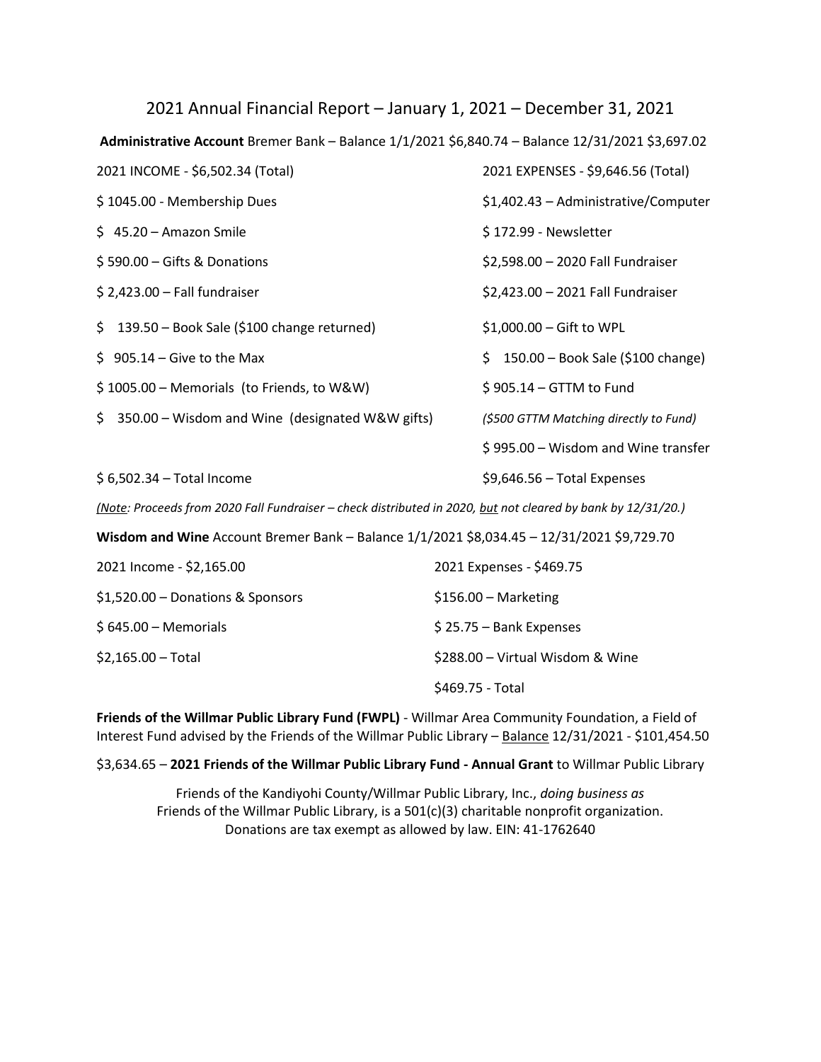# 2021 Annual Financial Report – January 1, 2021 – December 31, 2021

**Administrative Account** Bremer Bank – Balance 1/1/2021 $6,840.74 – Balance 12/31/2021 $3,697.02

| 2021 INCOME - $6,502.34 (Total) | 2021 EXPENSES - $9,646.56 (Total) |
|---|---|
| $ 1045.00 - Membership Dues | $1,402.43 – Administrative/Computer |
| $ 45.20 – Amazon Smile | $ 172.99 - Newsletter |
| $ 590.00 – Gifts & Donations | $2,598.00 – 2020 Fall Fundraiser |
| $ 2,423.00 – Fall fundraiser | $2,423.00 – 2021 Fall Fundraiser |
| $ 139.50 – Book Sale ($100 change returned) | $1,000.00 – Gift to WPL |
| $ 905.14 – Give to the Max | $ 150.00 – Book Sale ($100 change) |
| $ 1005.00 – Memorials (to Friends, to W&W) | $ 905.14 – GTTM to Fund |
| $ 350.00 – Wisdom and Wine (designated W&W gifts) | *($500 GTTM Matching directly to Fund)* |
| | $ 995.00 – Wisdom and Wine transfer |
| $ 6,502.34 – Total Income | $9,646.56 – Total Expenses |

*(Note: Proceeds from 2020 Fall Fundraiser – check distributed in 2020, but not cleared by bank by 12/31/20.)*

**Wisdom and Wine** Account Bremer Bank – Balance 1/1/2021 $8,034.45 – 12/31/2021 $9,729.70

| 2021 Income - $2,165.00 | 2021 Expenses - $469.75 |
|---|---|
| $1,520.00 – Donations & Sponsors | $156.00 – Marketing |
| $ 645.00 – Memorials | $ 25.75 – Bank Expenses |
| $2,165.00 – Total | $288.00 – Virtual Wisdom & Wine |
| | $469.75 - Total |

**Friends of the Willmar Public Library Fund (FWPL)** - Willmar Area Community Foundation, a Field of Interest Fund advised by the Friends of the Willmar Public Library – Balance 12/31/2021 - $101,454.50

$3,634.65 – **2021 Friends of the Willmar Public Library Fund - Annual Grant** to Willmar Public Library

Friends of the Kandiyohi County/Willmar Public Library, Inc., *doing business as* Friends of the Willmar Public Library, is a 501(c)(3) charitable nonprofit organization. Donations are tax exempt as allowed by law. EIN: 41-1762640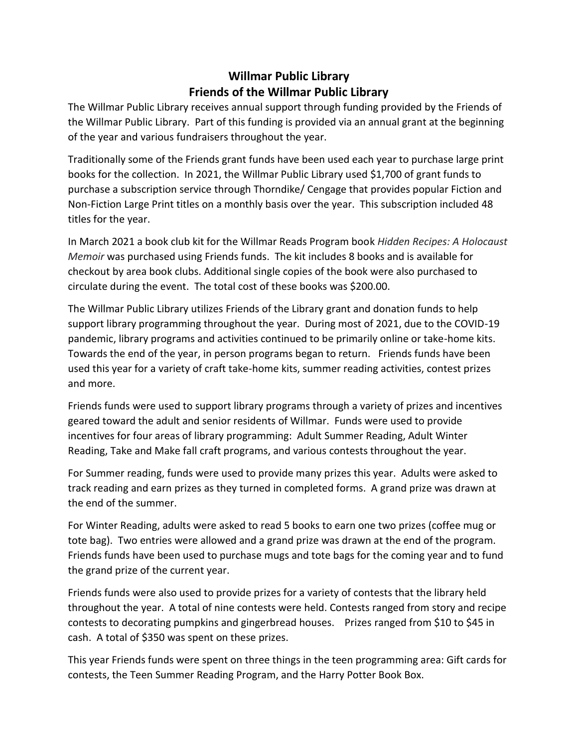# Willmar Public Library
## Friends of the Willmar Public Library

The Willmar Public Library receives annual support through funding provided by the Friends of the Willmar Public Library. Part of this funding is provided via an annual grant at the beginning of the year and various fundraisers throughout the year.

Traditionally some of the Friends grant funds have been used each year to purchase large print books for the collection. In 2021, the Willmar Public Library used $1,700 of grant funds to purchase a subscription service through Thorndike/ Cengage that provides popular Fiction and Non-Fiction Large Print titles on a monthly basis over the year. This subscription included 48 titles for the year.

In March 2021 a book club kit for the Willmar Reads Program book *Hidden Recipes: A Holocaust Memoir* was purchased using Friends funds. The kit includes 8 books and is available for checkout by area book clubs. Additional single copies of the book were also purchased to circulate during the event. The total cost of these books was $200.00.

The Willmar Public Library utilizes Friends of the Library grant and donation funds to help support library programming throughout the year. During most of 2021, due to the COVID-19 pandemic, library programs and activities continued to be primarily online or take-home kits. Towards the end of the year, in person programs began to return. Friends funds have been used this year for a variety of craft take-home kits, summer reading activities, contest prizes and more.

Friends funds were used to support library programs through a variety of prizes and incentives geared toward the adult and senior residents of Willmar. Funds were used to provide incentives for four areas of library programming: Adult Summer Reading, Adult Winter Reading, Take and Make fall craft programs, and various contests throughout the year.

For Summer reading, funds were used to provide many prizes this year. Adults were asked to track reading and earn prizes as they turned in completed forms. A grand prize was drawn at the end of the summer.

For Winter Reading, adults were asked to read 5 books to earn one two prizes (coffee mug or tote bag). Two entries were allowed and a grand prize was drawn at the end of the program. Friends funds have been used to purchase mugs and tote bags for the coming year and to fund the grand prize of the current year.

Friends funds were also used to provide prizes for a variety of contests that the library held throughout the year. A total of nine contests were held. Contests ranged from story and recipe contests to decorating pumpkins and gingerbread houses. Prizes ranged from $10 to $45 in cash. A total of $350 was spent on these prizes.

This year Friends funds were spent on three things in the teen programming area: Gift cards for contests, the Teen Summer Reading Program, and the Harry Potter Book Box.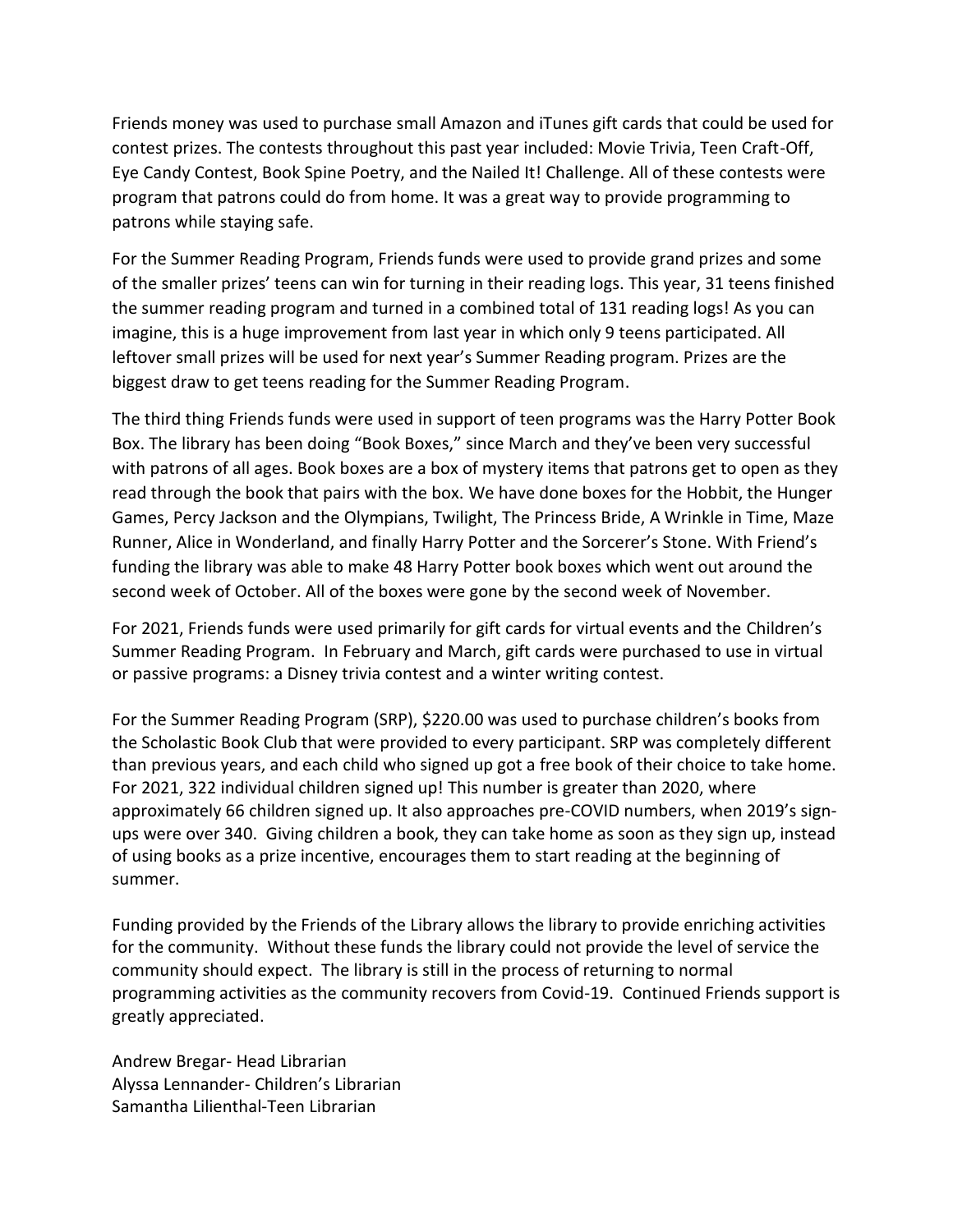Friends money was used to purchase small Amazon and iTunes gift cards that could be used for contest prizes. The contests throughout this past year included: Movie Trivia, Teen Craft-Off, Eye Candy Contest, Book Spine Poetry, and the Nailed It! Challenge. All of these contests were program that patrons could do from home. It was a great way to provide programming to patrons while staying safe.

For the Summer Reading Program, Friends funds were used to provide grand prizes and some of the smaller prizes' teens can win for turning in their reading logs. This year, 31 teens finished the summer reading program and turned in a combined total of 131 reading logs! As you can imagine, this is a huge improvement from last year in which only 9 teens participated. All leftover small prizes will be used for next year's Summer Reading program. Prizes are the biggest draw to get teens reading for the Summer Reading Program.

The third thing Friends funds were used in support of teen programs was the Harry Potter Book Box. The library has been doing "Book Boxes," since March and they've been very successful with patrons of all ages. Book boxes are a box of mystery items that patrons get to open as they read through the book that pairs with the box. We have done boxes for the Hobbit, the Hunger Games, Percy Jackson and the Olympians, Twilight, The Princess Bride, A Wrinkle in Time, Maze Runner, Alice in Wonderland, and finally Harry Potter and the Sorcerer's Stone. With Friend's funding the library was able to make 48 Harry Potter book boxes which went out around the second week of October. All of the boxes were gone by the second week of November.

For 2021, Friends funds were used primarily for gift cards for virtual events and the Children's Summer Reading Program. In February and March, gift cards were purchased to use in virtual or passive programs: a Disney trivia contest and a winter writing contest.

For the Summer Reading Program (SRP), $220.00 was used to purchase children's books from the Scholastic Book Club that were provided to every participant. SRP was completely different than previous years, and each child who signed up got a free book of their choice to take home. For 2021, 322 individual children signed up! This number is greater than 2020, where approximately 66 children signed up. It also approaches pre-COVID numbers, when 2019's sign-ups were over 340. Giving children a book, they can take home as soon as they sign up, instead of using books as a prize incentive, encourages them to start reading at the beginning of summer.

Funding provided by the Friends of the Library allows the library to provide enriching activities for the community. Without these funds the library could not provide the level of service the community should expect. The library is still in the process of returning to normal programming activities as the community recovers from Covid-19. Continued Friends support is greatly appreciated.

Andrew Bregar- Head Librarian  
Alyssa Lennander- Children's Librarian  
Samantha Lilienthal-Teen Librarian